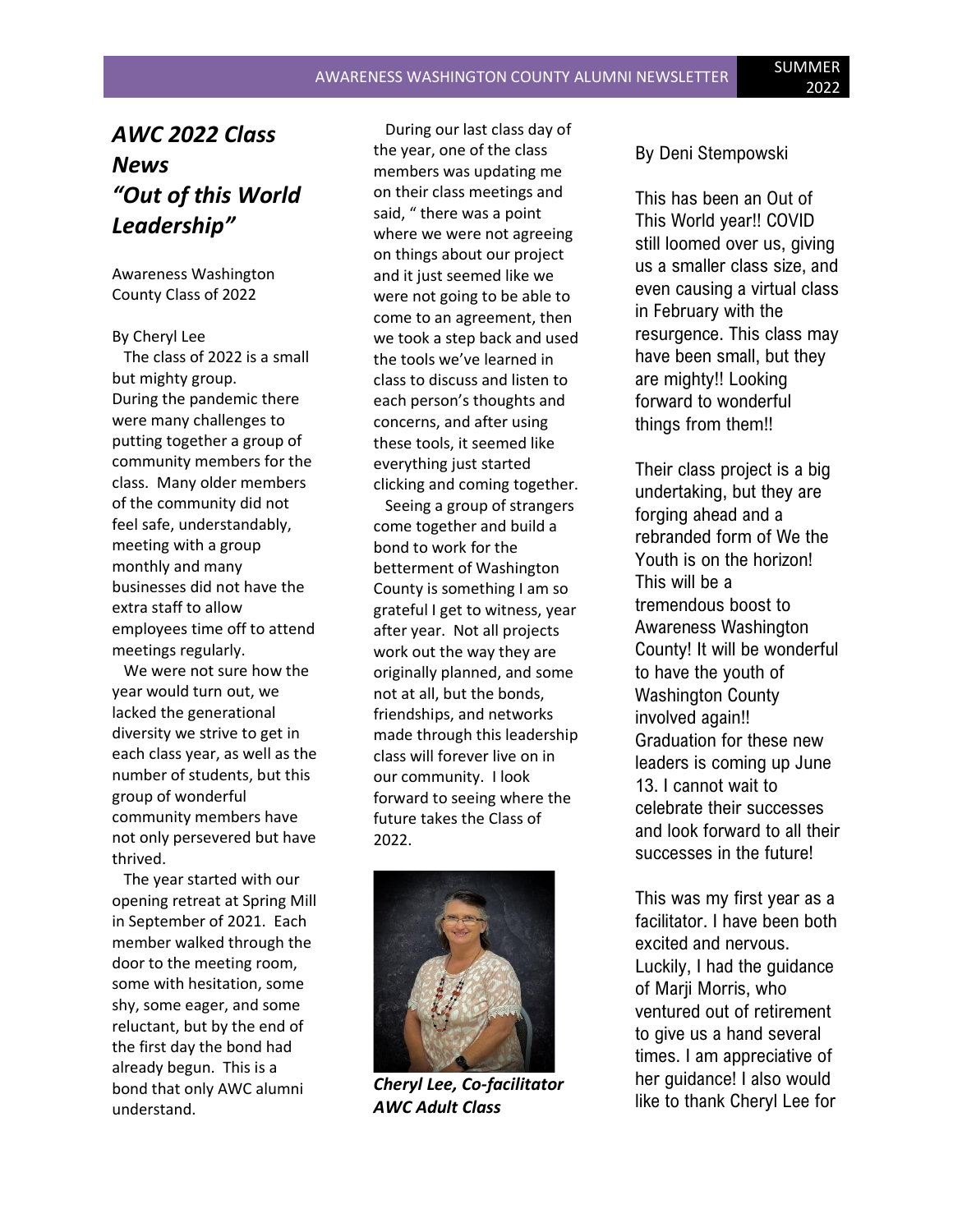# *AWC 2022 Class News "Out of this World Leadership"*

Awareness Washington County Class of 2022

By Cheryl Lee

The class of 2022 is a small but mighty group. During the pandemic there were many challenges to putting together a group of community members for the class. Many older members of the community did not feel safe, understandably, meeting with a group monthly and many businesses did not have the extra staff to allow employees time off to attend meetings regularly.

We were not sure how the year would turn out, we lacked the generational diversity we strive to get in each class year, as well as the number of students, but this group of wonderful community members have not only persevered but have thrived.

The year started with our opening retreat at Spring Mill in September of 2021. Each member walked through the door to the meeting room, some with hesitation, some shy, some eager, and some reluctant, but by the end of the first day the bond had already begun. This is a bond that only AWC alumni understand.

During our last class day of the year, one of the class members was updating me on their class meetings and said, " there was a point where we were not agreeing on things about our project and it just seemed like we were not going to be able to come to an agreement, then we took a step back and used the tools we've learned in class to discuss and listen to each person's thoughts and concerns, and after using these tools, it seemed like everything just started clicking and coming together.

Seeing a group of strangers come together and build a bond to work for the betterment of Washington County is something I am so grateful I get to witness, year after year. Not all projects work out the way they are originally planned, and some not at all, but the bonds, friendships, and networks made through this leadership class will forever live on in our community. I look forward to seeing where the future takes the Class of 2022.

***Cheryl Lee, Co-facilitator AWC Adult Class***

By Deni Stempowski

This has been an Out of This World year!! COVID still loomed over us, giving us a smaller class size, and even causing a virtual class in February with the resurgence. This class may have been small, but they are mighty!! Looking forward to wonderful things from them!!

Their class project is a big undertaking, but they are forging ahead and a rebranded form of We the Youth is on the horizon! This will be a tremendous boost to Awareness Washington County! It will be wonderful to have the youth of Washington County involved again!! Graduation for these new leaders is coming up June 13. I cannot wait to celebrate their successes and look forward to all their successes in the future!

This was my first year as a facilitator. I have been both excited and nervous. Luckily, I had the guidance of Marji Morris, who ventured out of retirement to give us a hand several times. I am appreciative of her guidance! I also would like to thank Cheryl Lee for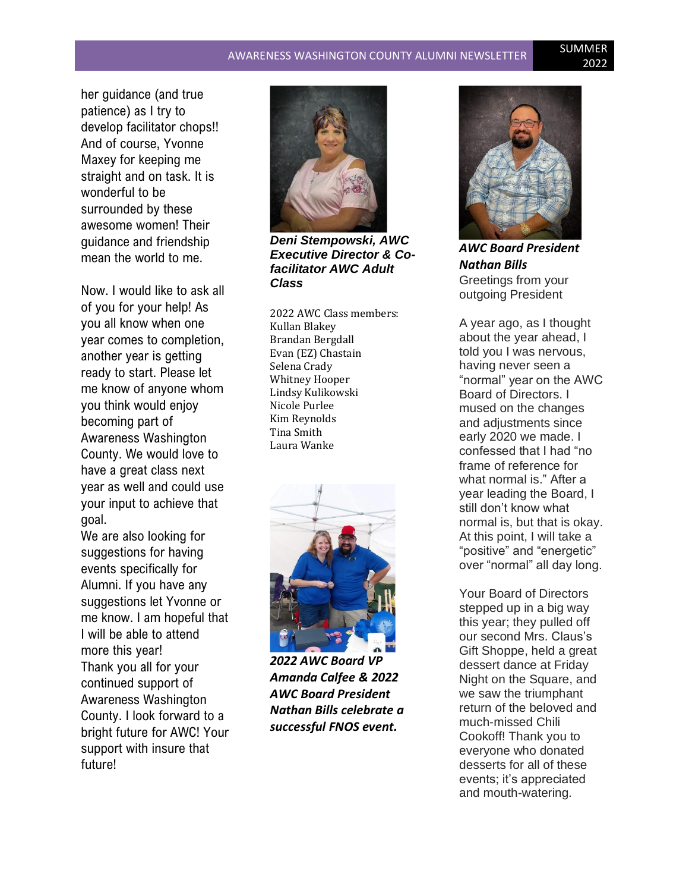her guidance (and true patience) as I try to develop facilitator chops!! And of course, Yvonne Maxey for keeping me straight and on task. It is wonderful to be surrounded by these awesome women! Their guidance and friendship mean the world to me.

Now. I would like to ask all of you for your help! As you all know when one year comes to completion, another year is getting ready to start. Please let me know of anyone whom you think would enjoy becoming part of Awareness Washington County. We would love to have a great class next year as well and could use your input to achieve that goal.

We are also looking for suggestions for having events specifically for Alumni. If you have any suggestions let Yvonne or me know. I am hopeful that I will be able to attend more this year!

Thank you all for your continued support of Awareness Washington County. I look forward to a bright future for AWC! Your support with insure that future!

***Deni Stempowski, AWC Executive Director & Co-facilitator AWC Adult Class***

2022 AWC Class members:
Kullan Blakey
Brandan Bergdall
Evan (EZ) Chastain
Selena Crady
Whitney Hooper
Lindsy Kulikowski
Nicole Purlee
Kim Reynolds
Tina Smith
Laura Wanke

***2022 AWC Board VP Amanda Calfee & 2022 AWC Board President Nathan Bills celebrate a successful FNOS event.***

***AWC Board President Nathan Bills***

Greetings from your outgoing President

A year ago, as I thought about the year ahead, I told you I was nervous, having never seen a "normal" year on the AWC Board of Directors. I mused on the changes and adjustments since early 2020 we made. I confessed that I had "no frame of reference for what normal is." After a year leading the Board, I still don't know what normal is, but that is okay. At this point, I will take a "positive" and "energetic" over "normal" all day long.

Your Board of Directors stepped up in a big way this year; they pulled off our second Mrs. Claus's Gift Shoppe, held a great dessert dance at Friday Night on the Square, and we saw the triumphant return of the beloved and much-missed Chili Cookoff! Thank you to everyone who donated desserts for all of these events; it's appreciated and mouth-watering.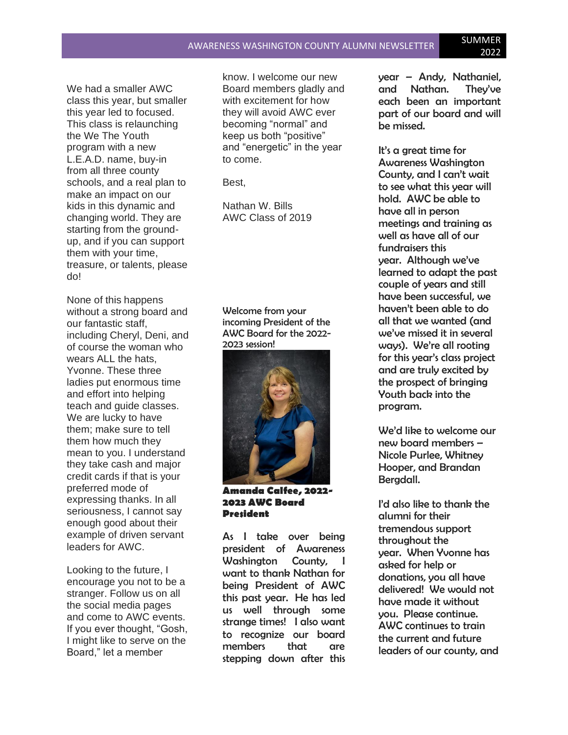We had a smaller AWC class this year, but smaller this year led to focused. This class is relaunching the We The Youth program with a new L.E.A.D. name, buy-in from all three county schools, and a real plan to make an impact on our kids in this dynamic and changing world. They are starting from the ground-up, and if you can support them with your time, treasure, or talents, please do!

None of this happens without a strong board and our fantastic staff, including Cheryl, Deni, and of course the woman who wears ALL the hats, Yvonne. These three ladies put enormous time and effort into helping teach and guide classes. We are lucky to have them; make sure to tell them how much they mean to you. I understand they take cash and major credit cards if that is your preferred mode of expressing thanks. In all seriousness, I cannot say enough good about their example of driven servant leaders for AWC.

Looking to the future, I encourage you not to be a stranger. Follow us on all the social media pages and come to AWC events. If you ever thought, "Gosh, I might like to serve on the Board," let a member know. I welcome our new Board members gladly and with excitement for how they will avoid AWC ever becoming "normal" and keep us both "positive" and "energetic" in the year to come.

Best,

Nathan W. Bills
AWC Class of 2019

Welcome from your incoming President of the AWC Board for the 2022-2023 session!

**Amanda Calfee, 2022-2023 AWC Board President**

As I take over being president of Awareness Washington County, I want to thank Nathan for being President of AWC this past year. He has led us well through some strange times! I also want to recognize our board members that are stepping down after this year – Andy, Nathaniel, and Nathan. They've each been an important part of our board and will be missed.

It's a great time for Awareness Washington County, and I can't wait to see what this year will hold. AWC be able to have all in person meetings and training as well as have all of our fundraisers this year. Although we've learned to adapt the past couple of years and still have been successful, we haven't been able to do all that we wanted (and we've missed it in several ways). We're all rooting for this year's class project and are truly excited by the prospect of bringing Youth back into the program.

We'd like to welcome our new board members – Nicole Purlee, Whitney Hooper, and Brandan Bergdall.

I'd also like to thank the alumni for their tremendous support throughout the year. When Yvonne has asked for help or donations, you all have delivered! We would not have made it without you. Please continue. AWC continues to train the current and future leaders of our county, and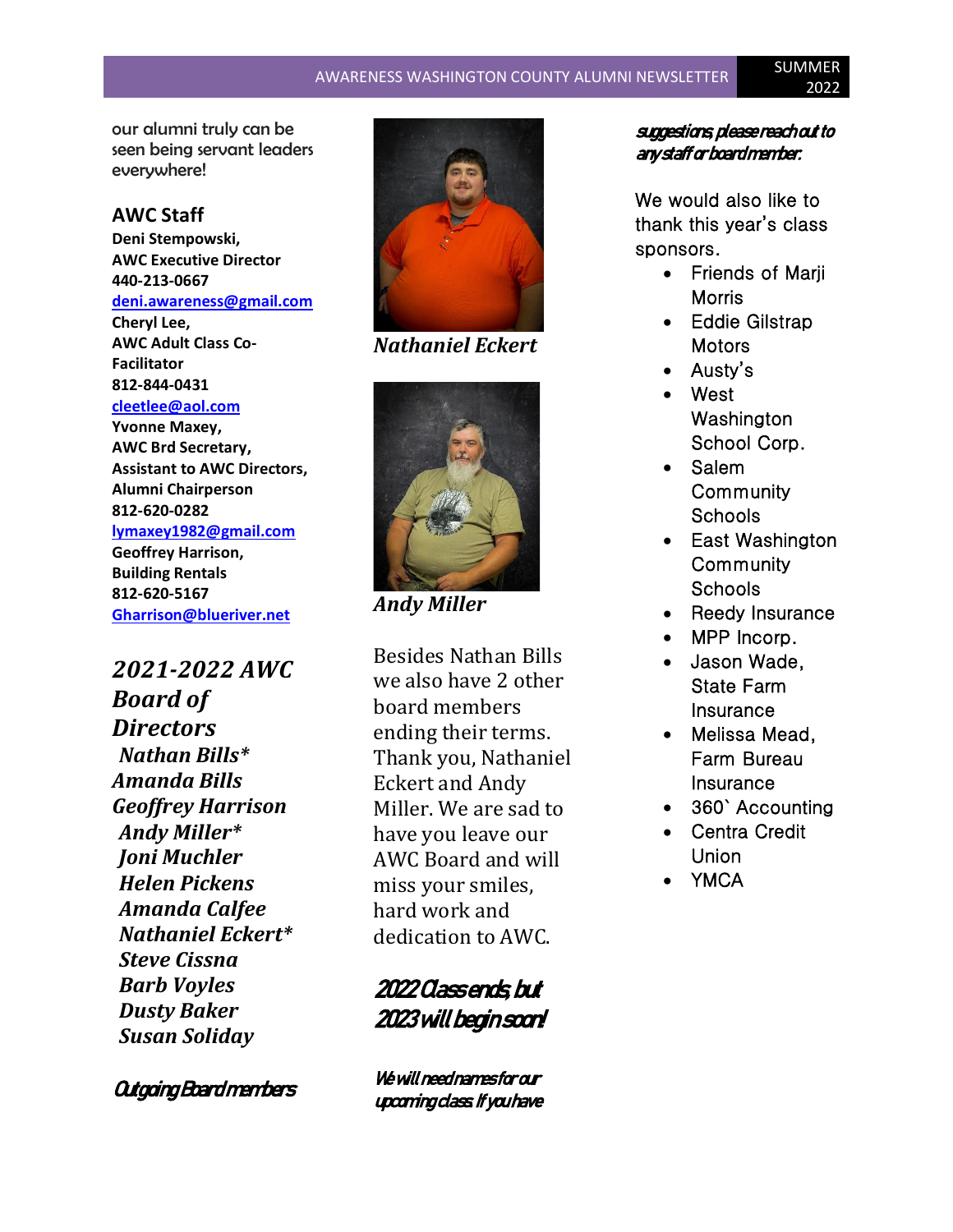our alumni truly can be seen being servant leaders everywhere!

## AWC Staff

**Deni Stempowski,**
**AWC Executive Director**
**440-213-0667**
**deni.awareness@gmail.com**
**Cheryl Lee,**
**AWC Adult Class Co-Facilitator**
**812-844-0431**
**cleetlee@aol.com**
**Yvonne Maxey,**
**AWC Brd Secretary,**
**Assistant to AWC Directors,**
**Alumni Chairperson**
**812-620-0282**
**lymaxey1982@gmail.com**
**Geoffrey Harrison,**
**Building Rentals**
**812-620-5167**
**Gharrison@blueriver.net**

## *2021-2022 AWC Board of Directors*

***Nathan Bills****
***Amanda Bills***
***Geoffrey Harrison***
***Andy Miller****
***Joni Muchler***
***Helen Pickens***
***Amanda Calfee***
***Nathaniel Eckert****
***Steve Cissna***
***Barb Voyles***
***Dusty Baker***
***Susan Soliday***

***Outgoing Board members***

*Nathaniel Eckert*

*Andy Miller*

Besides Nathan Bills we also have 2 other board members ending their terms. Thank you, Nathaniel Eckert and Andy Miller. We are sad to have you leave our AWC Board and will miss your smiles, hard work and dedication to AWC.

## *2022 Class ends, but 2023 will begin soon!*

***We will need names for our upcoming class. If you have suggestions, please reach out to any staff or board member.***

We would also like to thank this year's class sponsors.

- Friends of Marji Morris
- Eddie Gilstrap Motors
- Austy's
- West Washington School Corp.
- Salem Community Schools
- East Washington Community Schools
- Reedy Insurance
- MPP Incorp.
- Jason Wade, State Farm Insurance
- Melissa Mead, Farm Bureau Insurance
- 360` Accounting
- Centra Credit Union
- YMCA